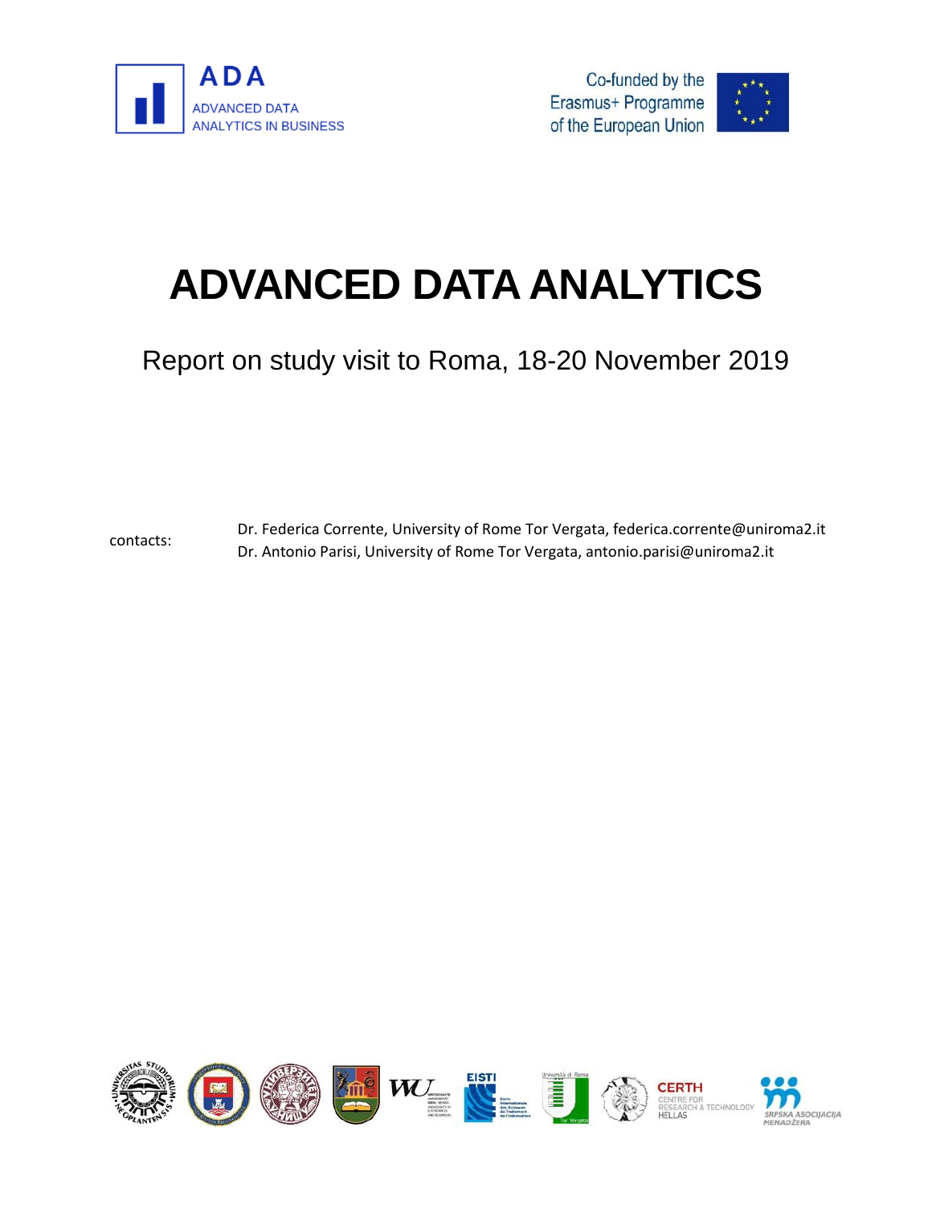ADA
ADVANCED DATA ANALYTICS IN BUSINESS

Co-funded by the Erasmus+ Programme of the European Union

# ADVANCED DATA ANALYTICS

## Report on study visit to Roma, 18-20 November 2019

contacts:

Dr. Federica Corrente, University of Rome Tor Vergata, federica.corrente@uniroma2.it
Dr. Antonio Parisi, University of Rome Tor Vergata, antonio.parisi@uniroma2.it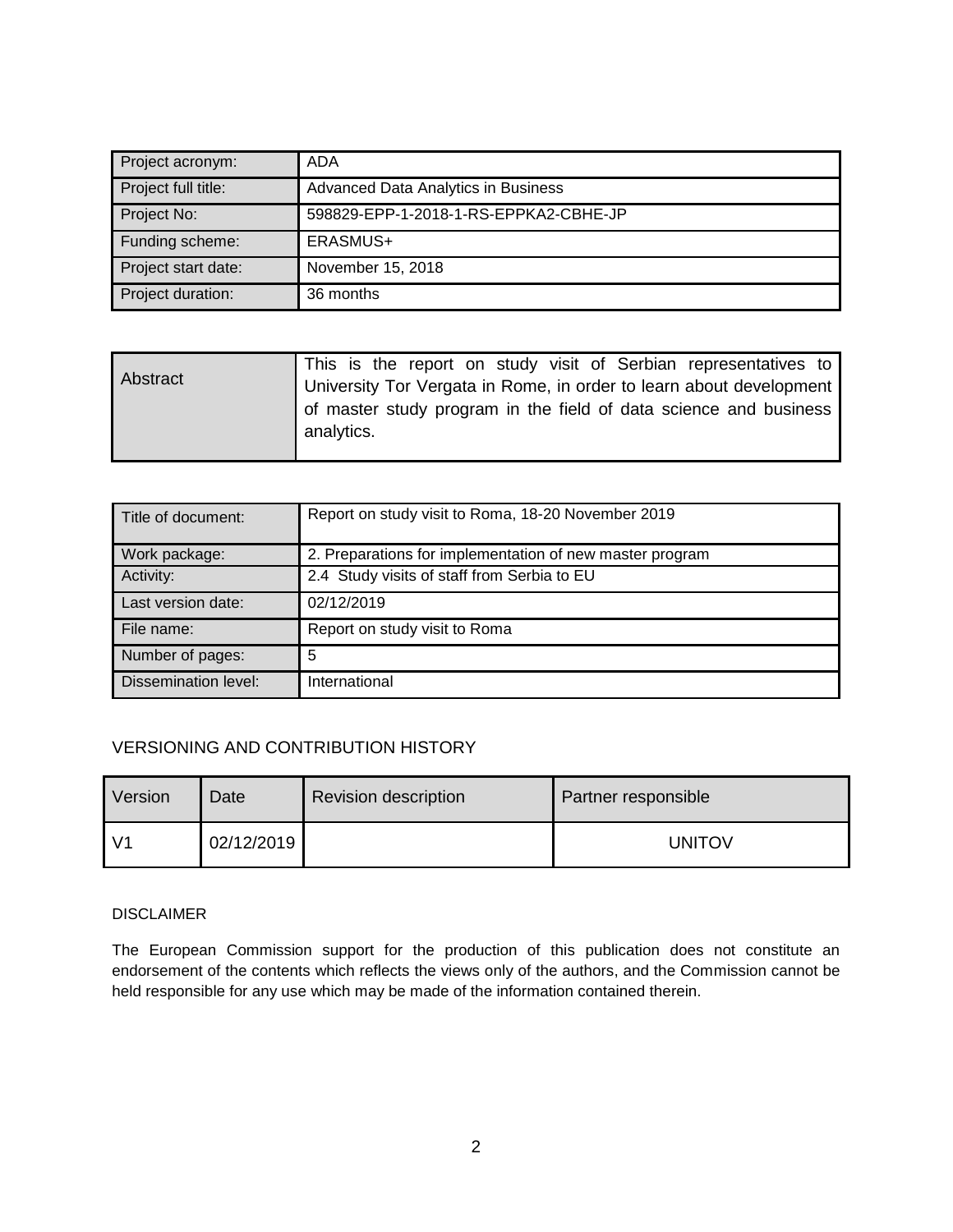| Project acronym: | ADA |
| --- | --- |
| Project full title: | Advanced Data Analytics in Business |
| Project No: | 598829-EPP-1-2018-1-RS-EPPKA2-CBHE-JP |
| Funding scheme: | ERASMUS+ |
| Project start date: | November 15, 2018 |
| Project duration: | 36 months |

| Abstract | This is the report on study visit of Serbian representatives to University Tor Vergata in Rome, in order to learn about development of master study program in the field of data science and business analytics. |
| --- | --- |

| Title of document: | Report on study visit to Roma, 18-20 November 2019 |
| --- | --- |
| Work package: | 2. Preparations for implementation of new master program |
| Activity: | 2.4 Study visits of staff from Serbia to EU |
| Last version date: | 02/12/2019 |
| File name: | Report on study visit to Roma |
| Number of pages: | 5 |
| Dissemination level: | International |

## VERSIONING AND CONTRIBUTION HISTORY

| Version | Date | Revision description | Partner responsible |
| --- | --- | --- | --- |
| V1 | 02/12/2019 | | UNITOV |

### DISCLAIMER

The European Commission support for the production of this publication does not constitute an endorsement of the contents which reflects the views only of the authors, and the Commission cannot be held responsible for any use which may be made of the information contained therein.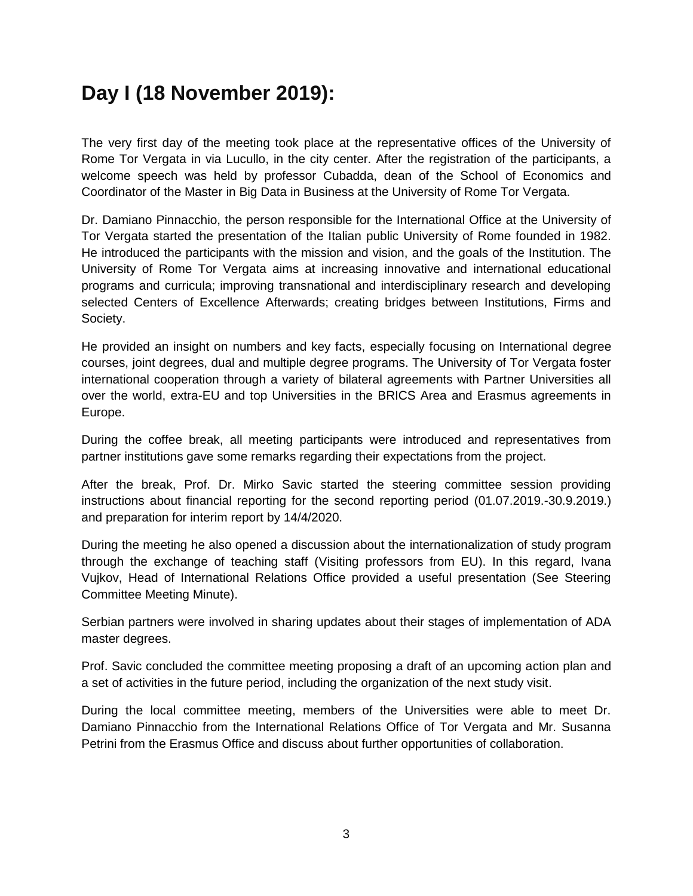# Day I (18 November 2019):

The very first day of the meeting took place at the representative offices of the University of Rome Tor Vergata in via Lucullo, in the city center. After the registration of the participants, a welcome speech was held by professor Cubadda, dean of the School of Economics and Coordinator of the Master in Big Data in Business at the University of Rome Tor Vergata.

Dr. Damiano Pinnacchio, the person responsible for the International Office at the University of Tor Vergata started the presentation of the Italian public University of Rome founded in 1982. He introduced the participants with the mission and vision, and the goals of the Institution. The University of Rome Tor Vergata aims at increasing innovative and international educational programs and curricula; improving transnational and interdisciplinary research and developing selected Centers of Excellence Afterwards; creating bridges between Institutions, Firms and Society.

He provided an insight on numbers and key facts, especially focusing on International degree courses, joint degrees, dual and multiple degree programs. The University of Tor Vergata foster international cooperation through a variety of bilateral agreements with Partner Universities all over the world, extra-EU and top Universities in the BRICS Area and Erasmus agreements in Europe.

During the coffee break, all meeting participants were introduced and representatives from partner institutions gave some remarks regarding their expectations from the project.

After the break, Prof. Dr. Mirko Savic started the steering committee session providing instructions about financial reporting for the second reporting period (01.07.2019.-30.9.2019.) and preparation for interim report by 14/4/2020.

During the meeting he also opened a discussion about the internationalization of study program through the exchange of teaching staff (Visiting professors from EU). In this regard, Ivana Vujkov, Head of International Relations Office provided a useful presentation (See Steering Committee Meeting Minute).

Serbian partners were involved in sharing updates about their stages of implementation of ADA master degrees.

Prof. Savic concluded the committee meeting proposing a draft of an upcoming action plan and a set of activities in the future period, including the organization of the next study visit.

During the local committee meeting, members of the Universities were able to meet Dr. Damiano Pinnacchio from the International Relations Office of Tor Vergata and Mr. Susanna Petrini from the Erasmus Office and discuss about further opportunities of collaboration.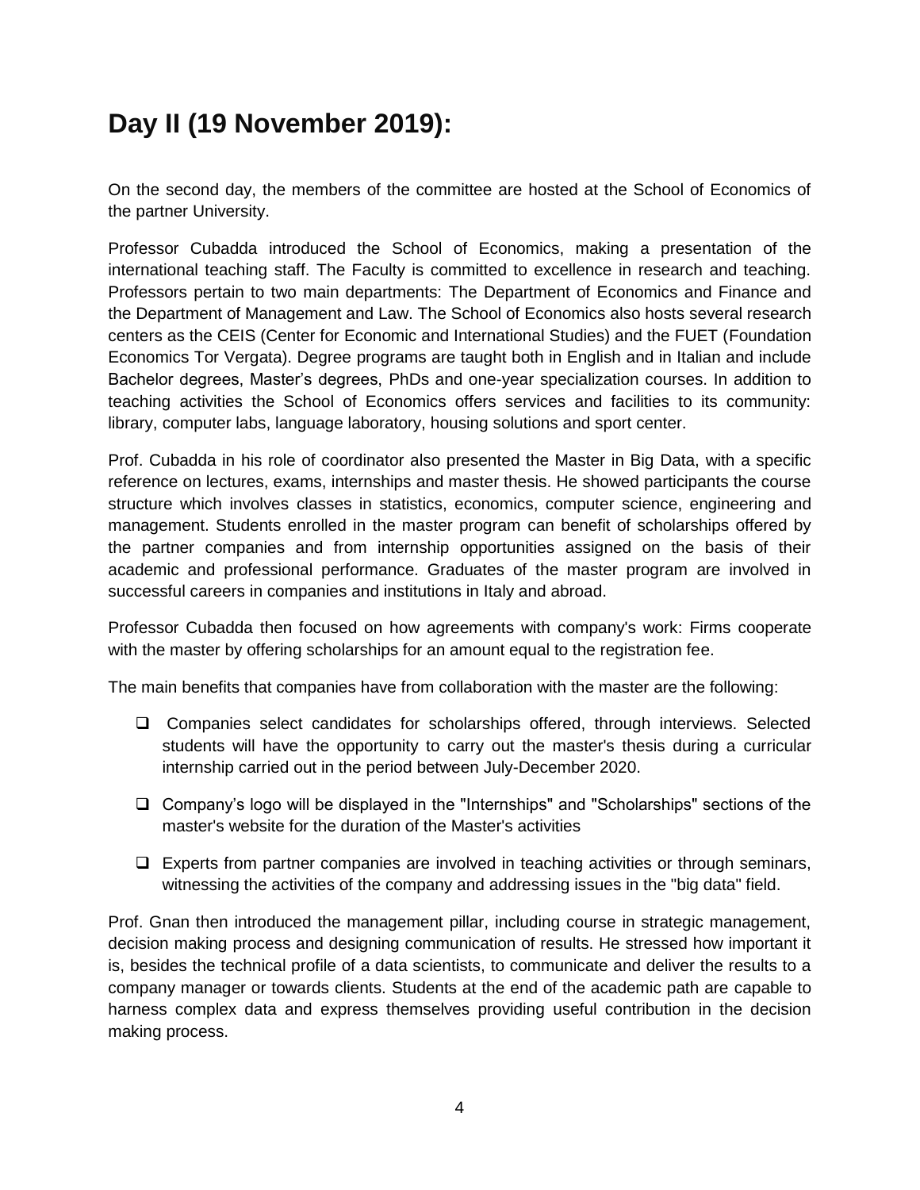## Day II (19 November 2019):

On the second day, the members of the committee are hosted at the School of Economics of the partner University.

Professor Cubadda introduced the School of Economics, making a presentation of the international teaching staff. The Faculty is committed to excellence in research and teaching. Professors pertain to two main departments: The Department of Economics and Finance and the Department of Management and Law. The School of Economics also hosts several research centers as the CEIS (Center for Economic and International Studies) and the FUET (Foundation Economics Tor Vergata). Degree programs are taught both in English and in Italian and include Bachelor degrees, Master's degrees, PhDs and one-year specialization courses. In addition to teaching activities the School of Economics offers services and facilities to its community: library, computer labs, language laboratory, housing solutions and sport center.

Prof. Cubadda in his role of coordinator also presented the Master in Big Data, with a specific reference on lectures, exams, internships and master thesis. He showed participants the course structure which involves classes in statistics, economics, computer science, engineering and management. Students enrolled in the master program can benefit of scholarships offered by the partner companies and from internship opportunities assigned on the basis of their academic and professional performance. Graduates of the master program are involved in successful careers in companies and institutions in Italy and abroad.

Professor Cubadda then focused on how agreements with company's work: Firms cooperate with the master by offering scholarships for an amount equal to the registration fee.

The main benefits that companies have from collaboration with the master are the following:

- Companies select candidates for scholarships offered, through interviews. Selected students will have the opportunity to carry out the master's thesis during a curricular internship carried out in the period between July-December 2020.
- Company's logo will be displayed in the "Internships" and "Scholarships" sections of the master's website for the duration of the Master's activities
- Experts from partner companies are involved in teaching activities or through seminars, witnessing the activities of the company and addressing issues in the "big data" field.

Prof. Gnan then introduced the management pillar, including course in strategic management, decision making process and designing communication of results. He stressed how important it is, besides the technical profile of a data scientists, to communicate and deliver the results to a company manager or towards clients. Students at the end of the academic path are capable to harness complex data and express themselves providing useful contribution in the decision making process.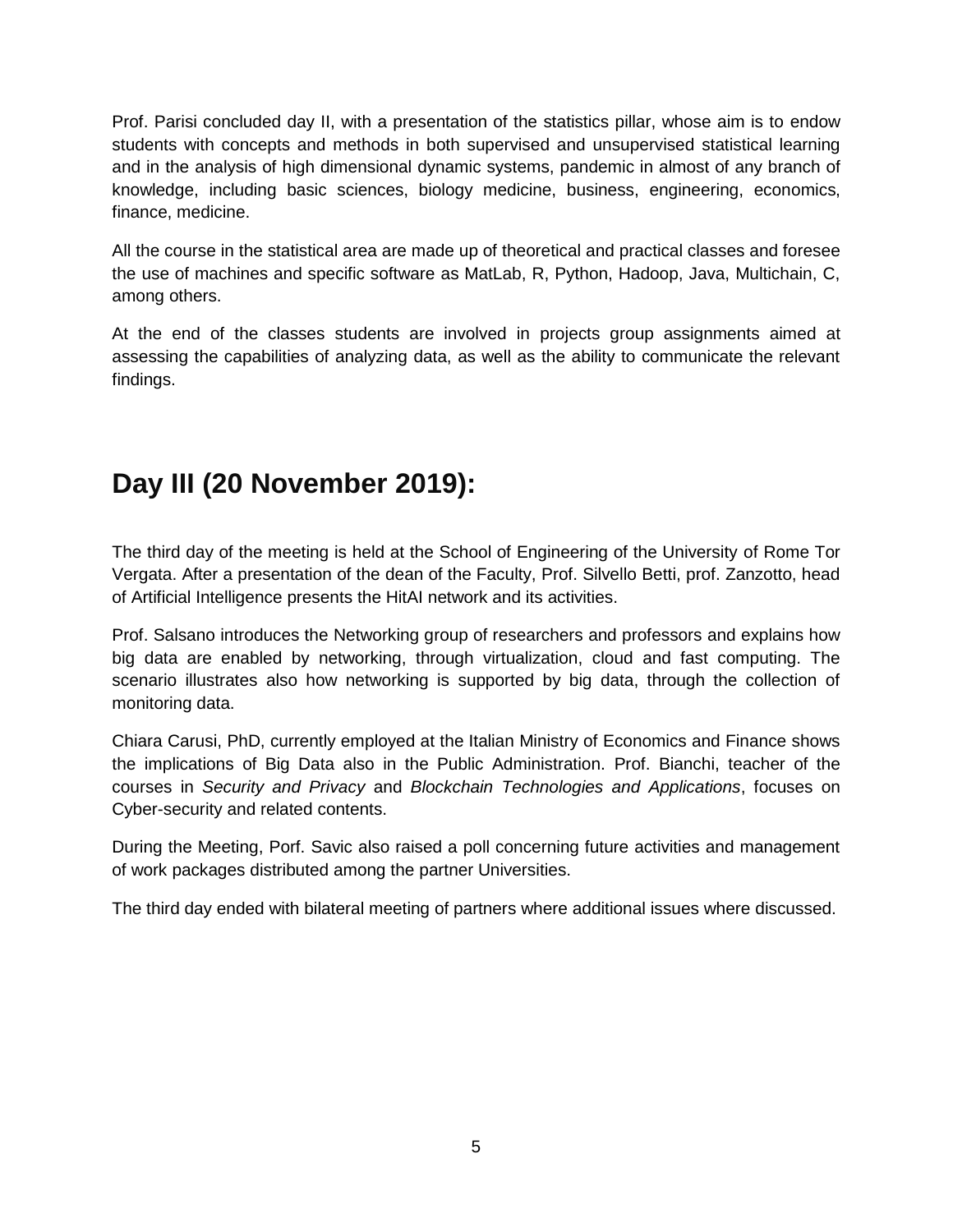Prof. Parisi concluded day II, with a presentation of the statistics pillar, whose aim is to endow students with concepts and methods in both supervised and unsupervised statistical learning and in the analysis of high dimensional dynamic systems, pandemic in almost of any branch of knowledge, including basic sciences, biology medicine, business, engineering, economics, finance, medicine.

All the course in the statistical area are made up of theoretical and practical classes and foresee the use of machines and specific software as MatLab, R, Python, Hadoop, Java, Multichain, C, among others.

At the end of the classes students are involved in projects group assignments aimed at assessing the capabilities of analyzing data, as well as the ability to communicate the relevant findings.

## Day III (20 November 2019):

The third day of the meeting is held at the School of Engineering of the University of Rome Tor Vergata. After a presentation of the dean of the Faculty, Prof. Silvello Betti, prof. Zanzotto, head of Artificial Intelligence presents the HitAI network and its activities.

Prof. Salsano introduces the Networking group of researchers and professors and explains how big data are enabled by networking, through virtualization, cloud and fast computing. The scenario illustrates also how networking is supported by big data, through the collection of monitoring data.

Chiara Carusi, PhD, currently employed at the Italian Ministry of Economics and Finance shows the implications of Big Data also in the Public Administration. Prof. Bianchi, teacher of the courses in *Security and Privacy* and *Blockchain Technologies and Applications*, focuses on Cyber-security and related contents.

During the Meeting, Porf. Savic also raised a poll concerning future activities and management of work packages distributed among the partner Universities.

The third day ended with bilateral meeting of partners where additional issues where discussed.